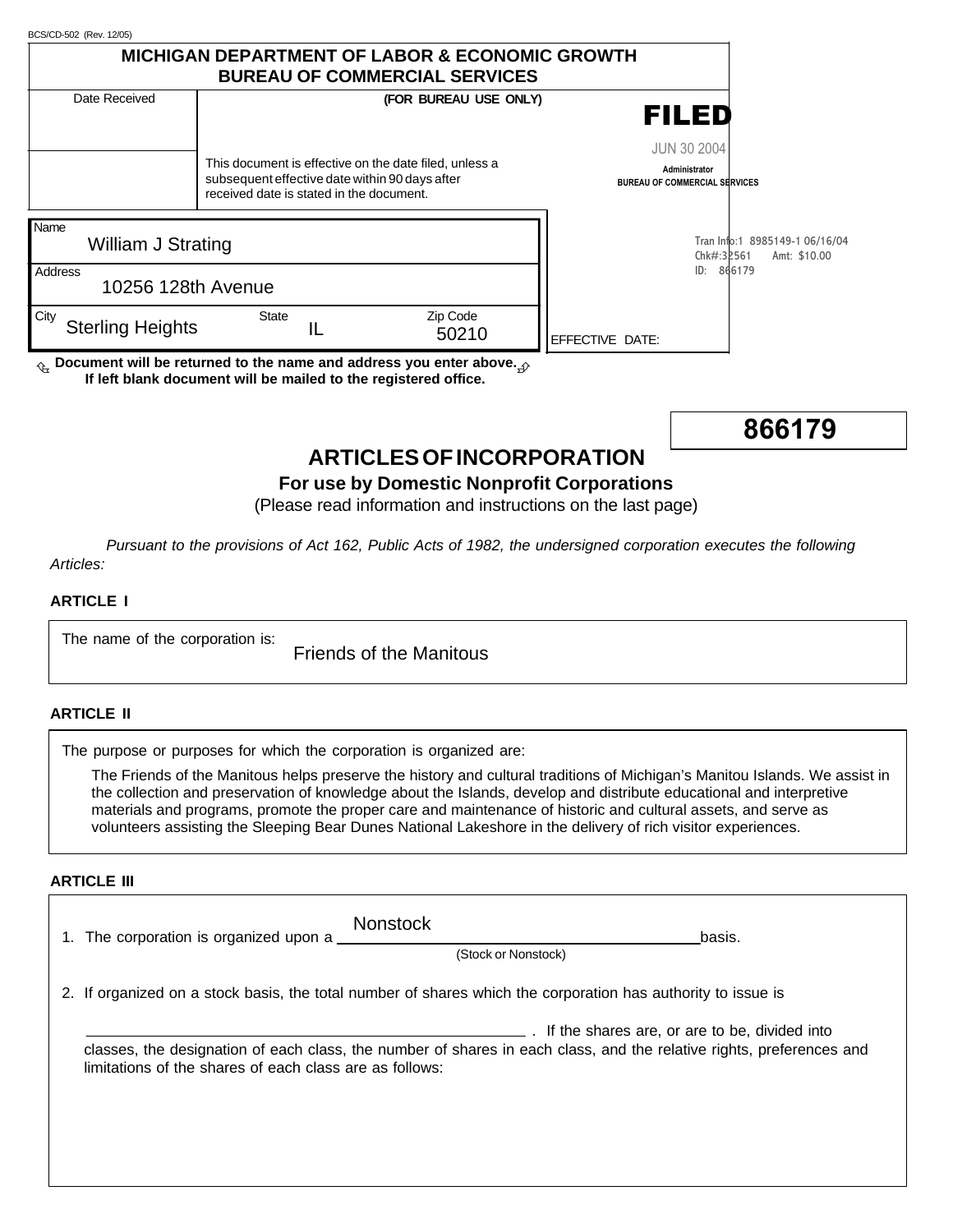BCS/CD-502 (Rev. 12/05)

**MICHIGAN DEPARTMENT OF LABOR & ECONOMIC GROWTH**
**BUREAU OF COMMERCIAL SERVICES**

| Date Received | (FOR BUREAU USE ONLY) | |
|---|---|---|
| | | **FILED** JUN 30 2004 Administrator BUREAU OF COMMERCIAL SERVICES |
| | This document is effective on the date filed, unless a subsequent effective date within 90 days after received date is stated in the document. | |

Tran Info:1 8985149-1 06/16/04
Chk#:32561 Amt: $10.00
ID: 866179

| Name | | |
|---|---|---|
| William J Strating | | |
| **Address** | | |
| 10256 128th Avenue | | |
| **City** | **State** | **Zip Code** |
| Sterling Heights | IL | 50210 |

EFFECTIVE DATE:

**Document will be returned to the name and address you enter above. If left blank document will be mailed to the registered office.**

**866179**

# ARTICLES OF INCORPORATION

## For use by Domestic Nonprofit Corporations

(Please read information and instructions on the last page)

*Pursuant to the provisions of Act 162, Public Acts of 1982, the undersigned corporation executes the following Articles:*

**ARTICLE I**

The name of the corporation is: Friends of the Manitous

**ARTICLE II**

The purpose or purposes for which the corporation is organized are:

The Friends of the Manitous helps preserve the history and cultural traditions of Michigan's Manitou Islands. We assist in the collection and preservation of knowledge about the Islands, develop and distribute educational and interpretive materials and programs, promote the proper care and maintenance of historic and cultural assets, and serve as volunteers assisting the Sleeping Bear Dunes National Lakeshore in the delivery of rich visitor experiences.

**ARTICLE III**

1. The corporation is organized upon a Nonstock basis.
   (Stock or Nonstock)

2. If organized on a stock basis, the total number of shares which the corporation has authority to issue is ______________________ . If the shares are, or are to be, divided into classes, the designation of each class, the number of shares in each class, and the relative rights, preferences and limitations of the shares of each class are as follows: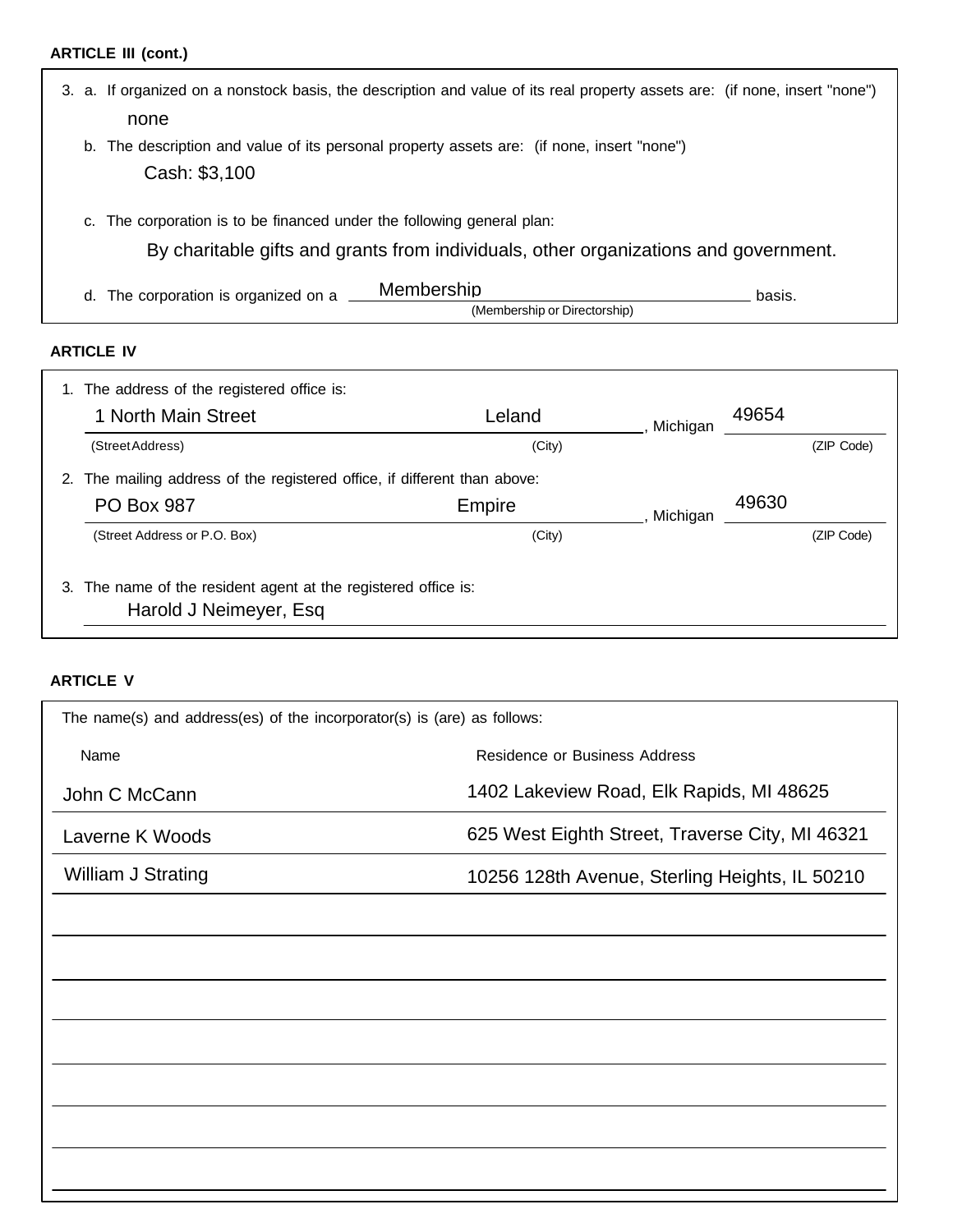**ARTICLE III (cont.)**

3. a. If organized on a nonstock basis, the description and value of its real property assets are: (if none, insert "none")

   none

   b. The description and value of its personal property assets are: (if none, insert "none")

   Cash: $3,100

   c. The corporation is to be financed under the following general plan:

   By charitable gifts and grants from individuals, other organizations and government.

   d. The corporation is organized on a Membership basis.
   (Membership or Directorship)

**ARTICLE IV**

1. The address of the registered office is:

   1 North Main Street, Leland, Michigan 49654
   (Street Address) (City) (ZIP Code)

2. The mailing address of the registered office, if different than above:

   PO Box 987, Empire, Michigan 49630
   (Street Address or P.O. Box) (City) (ZIP Code)

3. The name of the resident agent at the registered office is:

   Harold J Neimeyer, Esq

**ARTICLE V**

The name(s) and address(es) of the incorporator(s) is (are) as follows:

| Name | Residence or Business Address |
|---|---|
| John C McCann | 1402 Lakeview Road, Elk Rapids, MI 48625 |
| Laverne K Woods | 625 West Eighth Street, Traverse City, MI 46321 |
| William J Strating | 10256 128th Avenue, Sterling Heights, IL 50210 |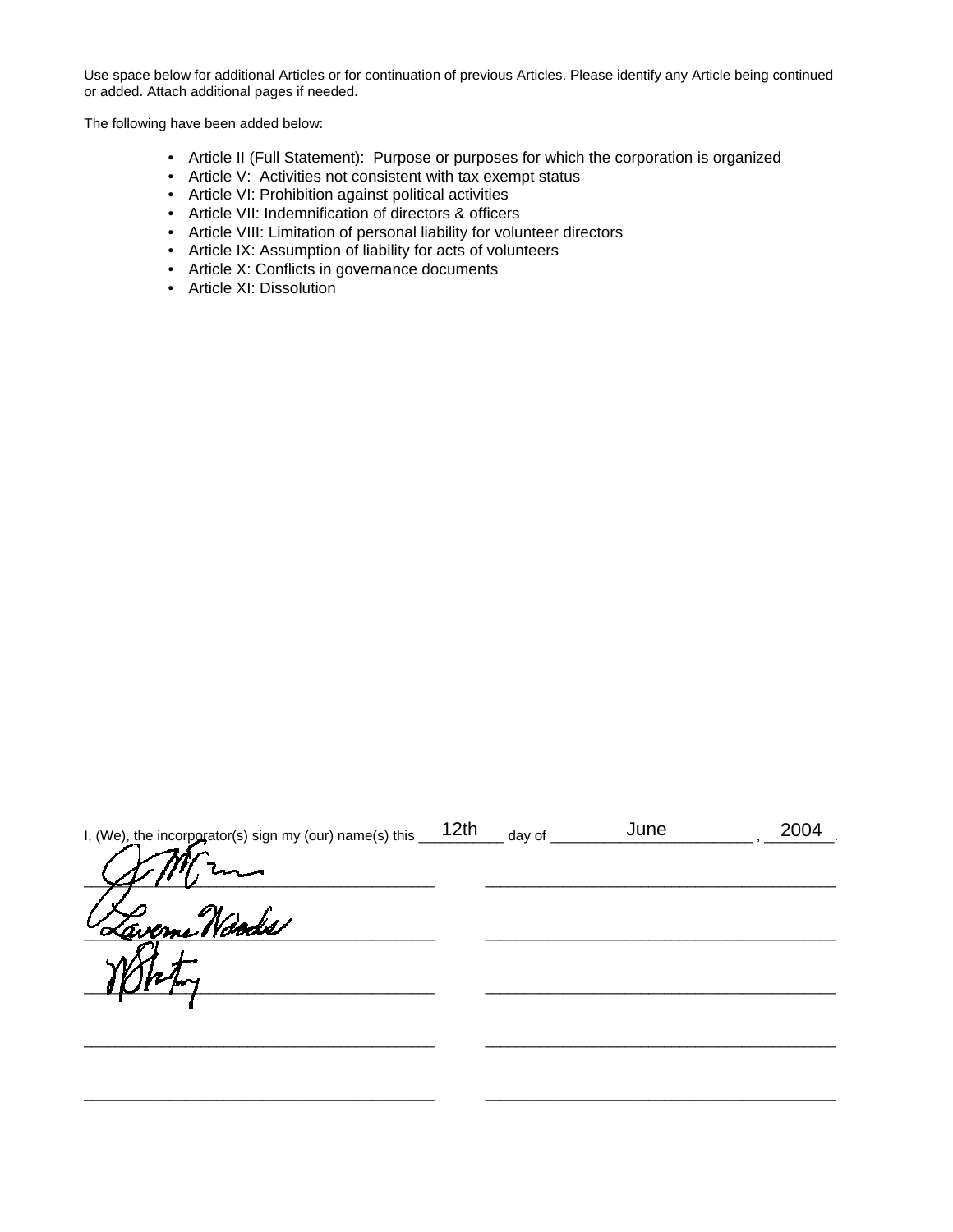Use space below for additional Articles or for continuation of previous Articles. Please identify any Article being continued or added. Attach additional pages if needed.

The following have been added below:

- Article II (Full Statement): Purpose or purposes for which the corporation is organized
- Article V: Activities not consistent with tax exempt status
- Article VI: Prohibition against political activities
- Article VII: Indemnification of directors & officers
- Article VIII: Limitation of personal liability for volunteer directors
- Article IX: Assumption of liability for acts of volunteers
- Article X: Conflicts in governance documents
- Article XI: Dissolution

I, (We), the incorporator(s) sign my (our) name(s) this 12th day of June, 2004.

_______________________________________ _______________________________________

_______________________________________ _______________________________________

_______________________________________ _______________________________________

_______________________________________ _______________________________________

_______________________________________ _______________________________________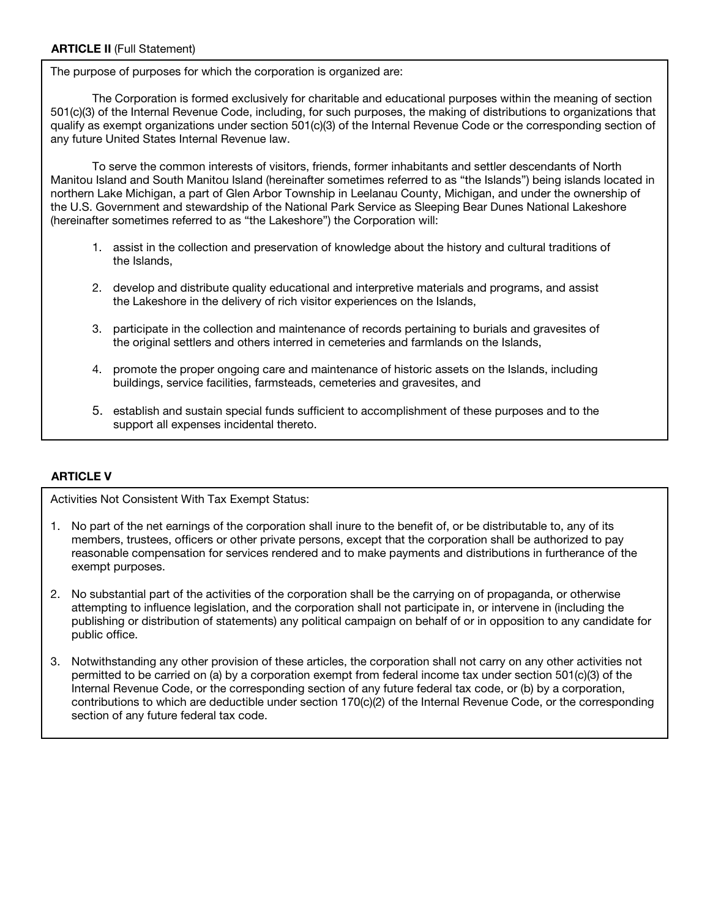**ARTICLE II** (Full Statement)

The purpose of purposes for which the corporation is organized are:

The Corporation is formed exclusively for charitable and educational purposes within the meaning of section 501(c)(3) of the Internal Revenue Code, including, for such purposes, the making of distributions to organizations that qualify as exempt organizations under section 501(c)(3) of the Internal Revenue Code or the corresponding section of any future United States Internal Revenue law.

To serve the common interests of visitors, friends, former inhabitants and settler descendants of North Manitou Island and South Manitou Island (hereinafter sometimes referred to as "the Islands") being islands located in northern Lake Michigan, a part of Glen Arbor Township in Leelanau County, Michigan, and under the ownership of the U.S. Government and stewardship of the National Park Service as Sleeping Bear Dunes National Lakeshore (hereinafter sometimes referred to as "the Lakeshore") the Corporation will:

1. assist in the collection and preservation of knowledge about the history and cultural traditions of the Islands,
2. develop and distribute quality educational and interpretive materials and programs, and assist the Lakeshore in the delivery of rich visitor experiences on the Islands,
3. participate in the collection and maintenance of records pertaining to burials and gravesites of the original settlers and others interred in cemeteries and farmlands on the Islands,
4. promote the proper ongoing care and maintenance of historic assets on the Islands, including buildings, service facilities, farmsteads, cemeteries and gravesites, and
5. establish and sustain special funds sufficient to accomplishment of these purposes and to the support all expenses incidental thereto.

**ARTICLE V**

Activities Not Consistent With Tax Exempt Status:

1. No part of the net earnings of the corporation shall inure to the benefit of, or be distributable to, any of its members, trustees, officers or other private persons, except that the corporation shall be authorized to pay reasonable compensation for services rendered and to make payments and distributions in furtherance of the exempt purposes.
2. No substantial part of the activities of the corporation shall be the carrying on of propaganda, or otherwise attempting to influence legislation, and the corporation shall not participate in, or intervene in (including the publishing or distribution of statements) any political campaign on behalf of or in opposition to any candidate for public office.
3. Notwithstanding any other provision of these articles, the corporation shall not carry on any other activities not permitted to be carried on (a) by a corporation exempt from federal income tax under section 501(c)(3) of the Internal Revenue Code, or the corresponding section of any future federal tax code, or (b) by a corporation, contributions to which are deductible under section 170(c)(2) of the Internal Revenue Code, or the corresponding section of any future federal tax code.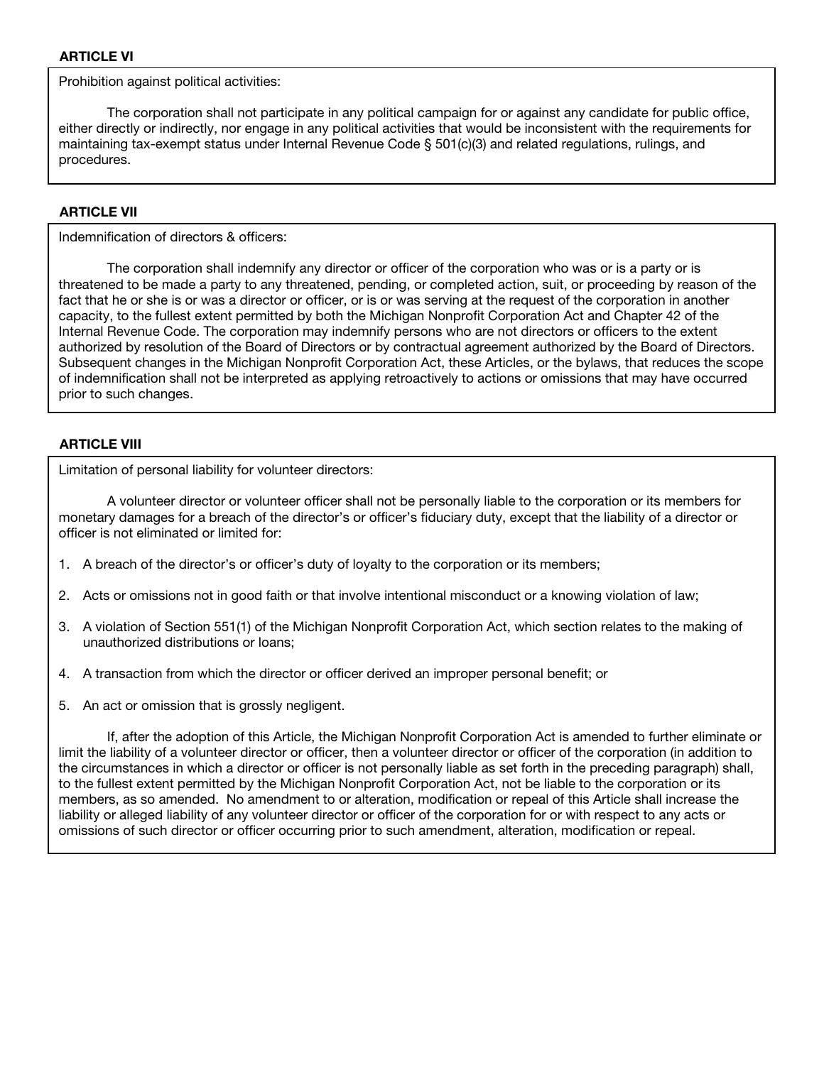**ARTICLE VI**

Prohibition against political activities:

The corporation shall not participate in any political campaign for or against any candidate for public office, either directly or indirectly, nor engage in any political activities that would be inconsistent with the requirements for maintaining tax-exempt status under Internal Revenue Code § 501(c)(3) and related regulations, rulings, and procedures.

**ARTICLE VII**

Indemnification of directors & officers:

The corporation shall indemnify any director or officer of the corporation who was or is a party or is threatened to be made a party to any threatened, pending, or completed action, suit, or proceeding by reason of the fact that he or she is or was a director or officer, or is or was serving at the request of the corporation in another capacity, to the fullest extent permitted by both the Michigan Nonprofit Corporation Act and Chapter 42 of the Internal Revenue Code. The corporation may indemnify persons who are not directors or officers to the extent authorized by resolution of the Board of Directors or by contractual agreement authorized by the Board of Directors. Subsequent changes in the Michigan Nonprofit Corporation Act, these Articles, or the bylaws, that reduces the scope of indemnification shall not be interpreted as applying retroactively to actions or omissions that may have occurred prior to such changes.

**ARTICLE VIII**

Limitation of personal liability for volunteer directors:

A volunteer director or volunteer officer shall not be personally liable to the corporation or its members for monetary damages for a breach of the director's or officer's fiduciary duty, except that the liability of a director or officer is not eliminated or limited for:

1. A breach of the director's or officer's duty of loyalty to the corporation or its members;
2. Acts or omissions not in good faith or that involve intentional misconduct or a knowing violation of law;
3. A violation of Section 551(1) of the Michigan Nonprofit Corporation Act, which section relates to the making of unauthorized distributions or loans;
4. A transaction from which the director or officer derived an improper personal benefit; or
5. An act or omission that is grossly negligent.

If, after the adoption of this Article, the Michigan Nonprofit Corporation Act is amended to further eliminate or limit the liability of a volunteer director or officer, then a volunteer director or officer of the corporation (in addition to the circumstances in which a director or officer is not personally liable as set forth in the preceding paragraph) shall, to the fullest extent permitted by the Michigan Nonprofit Corporation Act, not be liable to the corporation or its members, as so amended. No amendment to or alteration, modification or repeal of this Article shall increase the liability or alleged liability of any volunteer director or officer of the corporation for or with respect to any acts or omissions of such director or officer occurring prior to such amendment, alteration, modification or repeal.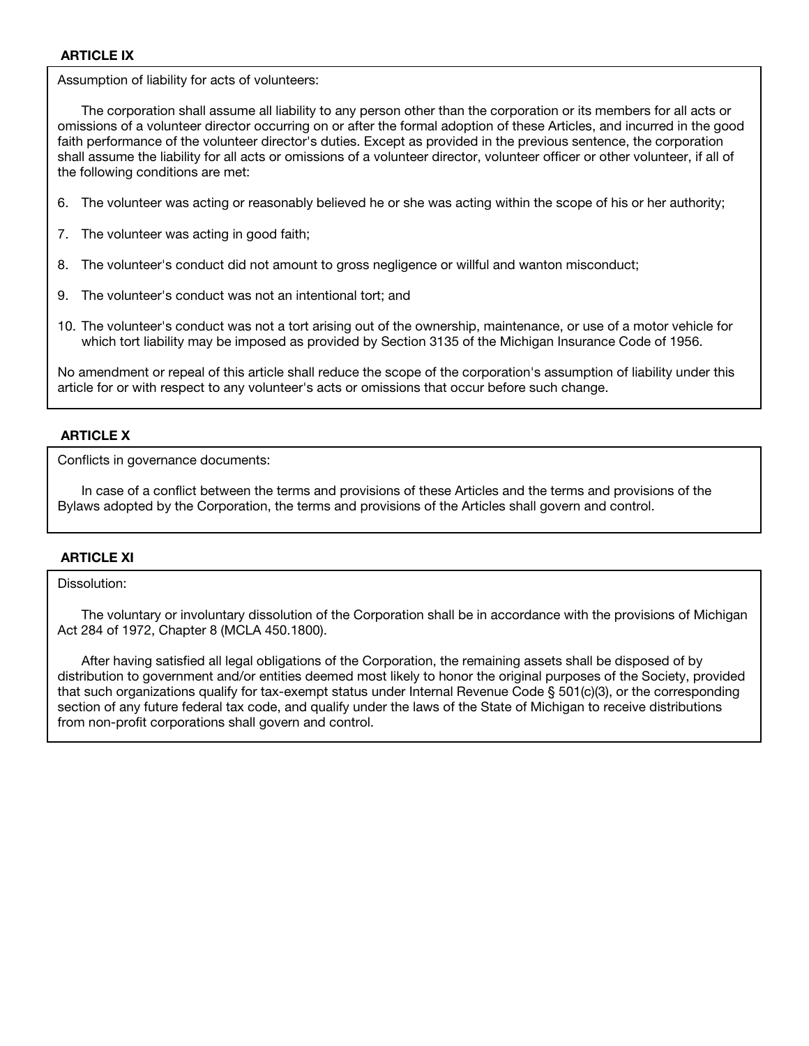## ARTICLE IX

Assumption of liability for acts of volunteers:

The corporation shall assume all liability to any person other than the corporation or its members for all acts or omissions of a volunteer director occurring on or after the formal adoption of these Articles, and incurred in the good faith performance of the volunteer director's duties. Except as provided in the previous sentence, the corporation shall assume the liability for all acts or omissions of a volunteer director, volunteer officer or other volunteer, if all of the following conditions are met:

6. The volunteer was acting or reasonably believed he or she was acting within the scope of his or her authority;
7. The volunteer was acting in good faith;
8. The volunteer's conduct did not amount to gross negligence or willful and wanton misconduct;
9. The volunteer's conduct was not an intentional tort; and
10. The volunteer's conduct was not a tort arising out of the ownership, maintenance, or use of a motor vehicle for which tort liability may be imposed as provided by Section 3135 of the Michigan Insurance Code of 1956.

No amendment or repeal of this article shall reduce the scope of the corporation's assumption of liability under this article for or with respect to any volunteer's acts or omissions that occur before such change.

## ARTICLE X

Conflicts in governance documents:

In case of a conflict between the terms and provisions of these Articles and the terms and provisions of the Bylaws adopted by the Corporation, the terms and provisions of the Articles shall govern and control.

## ARTICLE XI

Dissolution:

The voluntary or involuntary dissolution of the Corporation shall be in accordance with the provisions of Michigan Act 284 of 1972, Chapter 8 (MCLA 450.1800).

After having satisfied all legal obligations of the Corporation, the remaining assets shall be disposed of by distribution to government and/or entities deemed most likely to honor the original purposes of the Society, provided that such organizations qualify for tax-exempt status under Internal Revenue Code § 501(c)(3), or the corresponding section of any future federal tax code, and qualify under the laws of the State of Michigan to receive distributions from non-profit corporations shall govern and control.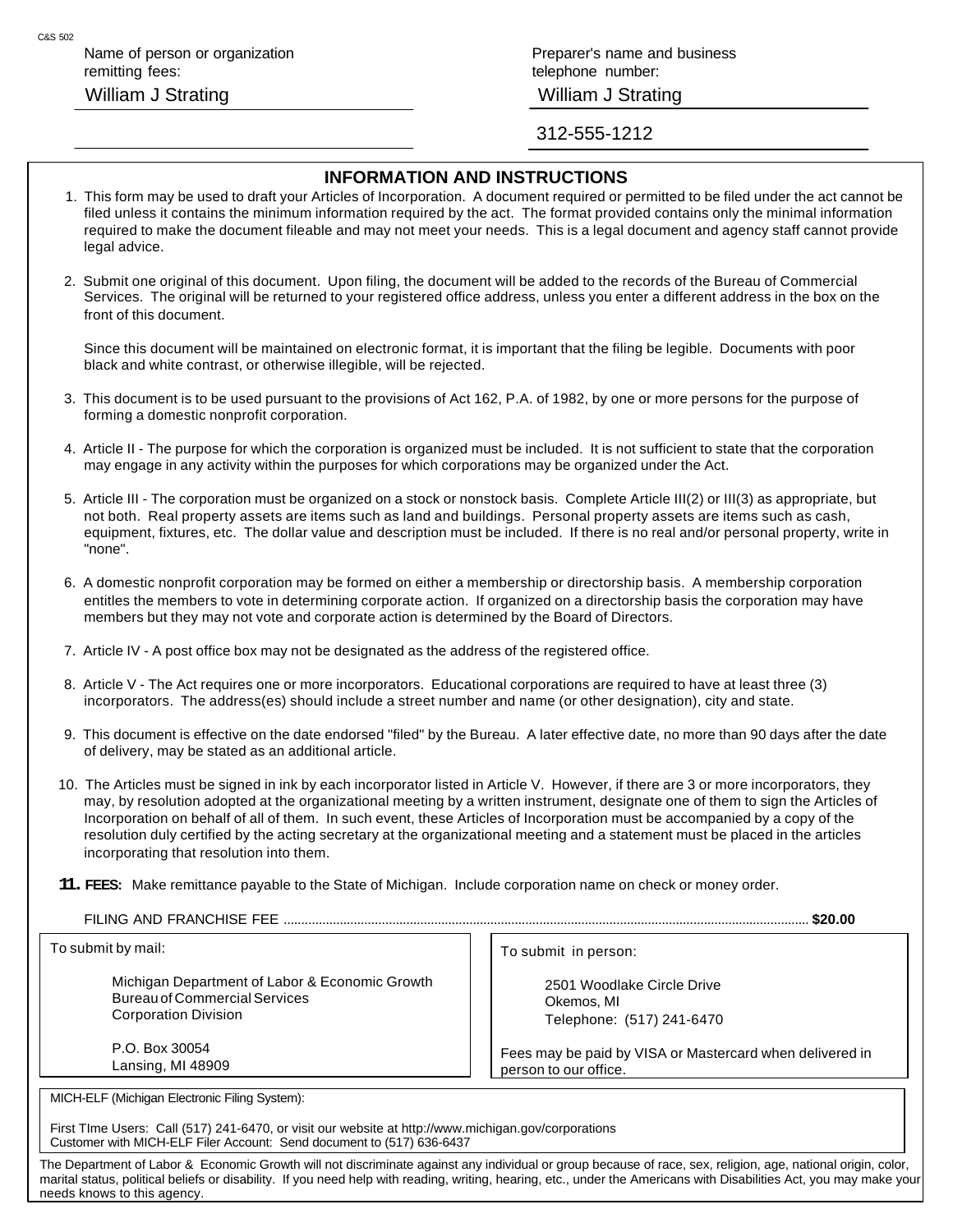C&S 502

Name of person or organization remitting fees:

William J Strating

Preparer's name and business telephone number:

William J Strating

312-555-1212

## INFORMATION AND INSTRUCTIONS

1. This form may be used to draft your Articles of Incorporation. A document required or permitted to be filed under the act cannot be filed unless it contains the minimum information required by the act. The format provided contains only the minimal information required to make the document fileable and may not meet your needs. This is a legal document and agency staff cannot provide legal advice.

2. Submit one original of this document. Upon filing, the document will be added to the records of the Bureau of Commercial Services. The original will be returned to your registered office address, unless you enter a different address in the box on the front of this document.

   Since this document will be maintained on electronic format, it is important that the filing be legible. Documents with poor black and white contrast, or otherwise illegible, will be rejected.

3. This document is to be used pursuant to the provisions of Act 162, P.A. of 1982, by one or more persons for the purpose of forming a domestic nonprofit corporation.

4. Article II - The purpose for which the corporation is organized must be included. It is not sufficient to state that the corporation may engage in any activity within the purposes for which corporations may be organized under the Act.

5. Article III - The corporation must be organized on a stock or nonstock basis. Complete Article III(2) or III(3) as appropriate, but not both. Real property assets are items such as land and buildings. Personal property assets are items such as cash, equipment, fixtures, etc. The dollar value and description must be included. If there is no real and/or personal property, write in "none".

6. A domestic nonprofit corporation may be formed on either a membership or directorship basis. A membership corporation entitles the members to vote in determining corporate action. If organized on a directorship basis the corporation may have members but they may not vote and corporate action is determined by the Board of Directors.

7. Article IV - A post office box may not be designated as the address of the registered office.

8. Article V - The Act requires one or more incorporators. Educational corporations are required to have at least three (3) incorporators. The address(es) should include a street number and name (or other designation), city and state.

9. This document is effective on the date endorsed "filed" by the Bureau. A later effective date, no more than 90 days after the date of delivery, may be stated as an additional article.

10. The Articles must be signed in ink by each incorporator listed in Article V. However, if there are 3 or more incorporators, they may, by resolution adopted at the organizational meeting by a written instrument, designate one of them to sign the Articles of Incorporation on behalf of all of them. In such event, these Articles of Incorporation must be accompanied by a copy of the resolution duly certified by the acting secretary at the organizational meeting and a statement must be placed in the articles incorporating that resolution into them.

11. **FEES:** Make remittance payable to the State of Michigan. Include corporation name on check or money order.

FILING AND FRANCHISE FEE .................................................................. **$20.00**

To submit by mail:

Michigan Department of Labor & Economic Growth
Bureau of Commercial Services
Corporation Division

P.O. Box 30054
Lansing, MI 48909

To submit in person:

2501 Woodlake Circle Drive
Okemos, MI
Telephone: (517) 241-6470

Fees may be paid by VISA or Mastercard when delivered in person to our office.

MICH-ELF (Michigan Electronic Filing System):

First TIme Users: Call (517) 241-6470, or visit our website at http://www.michigan.gov/corporations
Customer with MICH-ELF Filer Account: Send document to (517) 636-6437

The Department of Labor & Economic Growth will not discriminate against any individual or group because of race, sex, religion, age, national origin, color, marital status, political beliefs or disability. If you need help with reading, writing, hearing, etc., under the Americans with Disabilities Act, you may make your needs knows to this agency.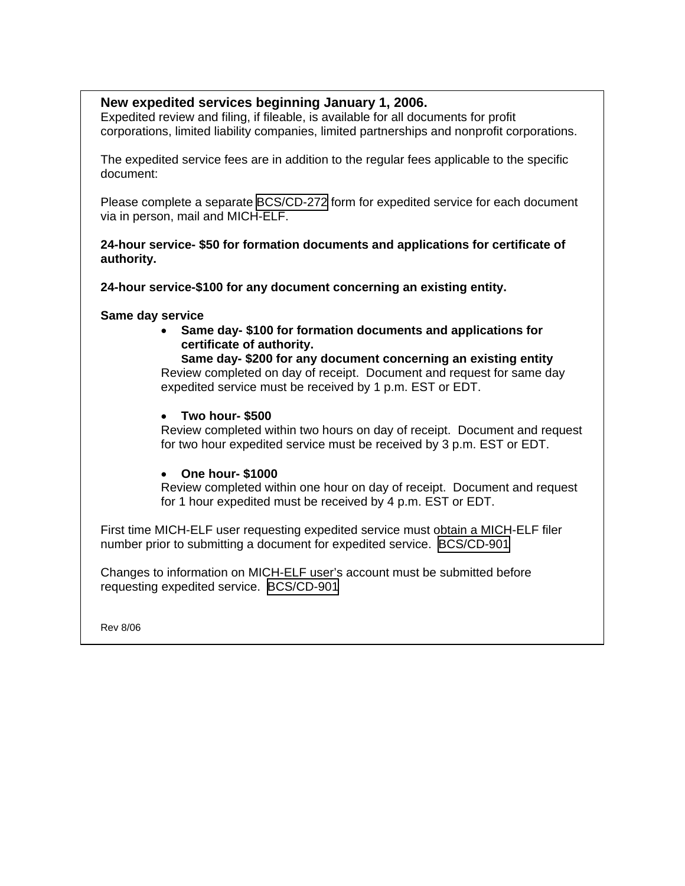**New expedited services beginning January 1, 2006.**
Expedited review and filing, if fileable, is available for all documents for profit corporations, limited liability companies, limited partnerships and nonprofit corporations.

The expedited service fees are in addition to the regular fees applicable to the specific document:

Please complete a separate BCS/CD-272 form for expedited service for each document via in person, mail and MICH-ELF.

**24-hour service- $50 for formation documents and applications for certificate of authority.**

**24-hour service-$100 for any document concerning an existing entity.**

**Same day service**

- **Same day- $100 for formation documents and applications for certificate of authority.**
  **Same day- $200 for any document concerning an existing entity**
  Review completed on day of receipt. Document and request for same day expedited service must be received by 1 p.m. EST or EDT.

- **Two hour- $500**
  Review completed within two hours on day of receipt. Document and request for two hour expedited service must be received by 3 p.m. EST or EDT.

- **One hour- $1000**
  Review completed within one hour on day of receipt. Document and request for 1 hour expedited must be received by 4 p.m. EST or EDT.

First time MICH-ELF user requesting expedited service must obtain a MICH-ELF filer number prior to submitting a document for expedited service. BCS/CD-901

Changes to information on MICH-ELF user's account must be submitted before requesting expedited service. BCS/CD-901

Rev 8/06